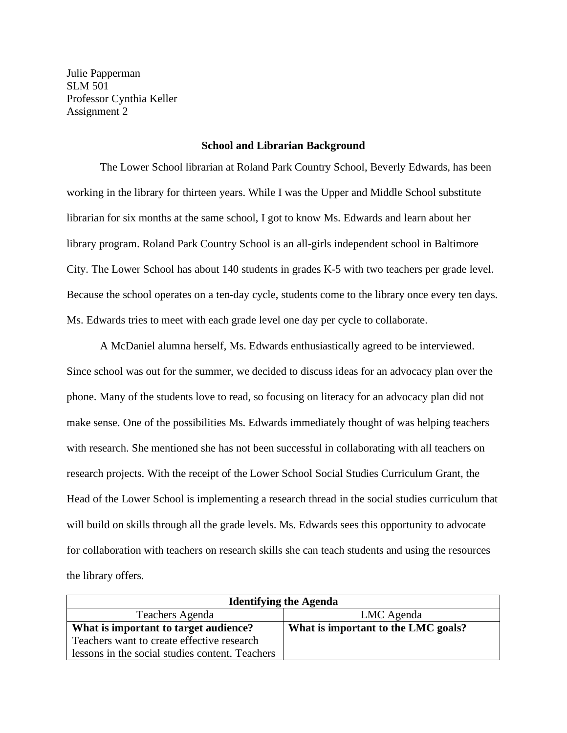Julie Papperman
SLM 501
Professor Cynthia Keller
Assignment 2

## School and Librarian Background

The Lower School librarian at Roland Park Country School, Beverly Edwards, has been working in the library for thirteen years. While I was the Upper and Middle School substitute librarian for six months at the same school, I got to know Ms. Edwards and learn about her library program. Roland Park Country School is an all-girls independent school in Baltimore City. The Lower School has about 140 students in grades K-5 with two teachers per grade level. Because the school operates on a ten-day cycle, students come to the library once every ten days. Ms. Edwards tries to meet with each grade level one day per cycle to collaborate.

A McDaniel alumna herself, Ms. Edwards enthusiastically agreed to be interviewed. Since school was out for the summer, we decided to discuss ideas for an advocacy plan over the phone. Many of the students love to read, so focusing on literacy for an advocacy plan did not make sense. One of the possibilities Ms. Edwards immediately thought of was helping teachers with research. She mentioned she has not been successful in collaborating with all teachers on research projects. With the receipt of the Lower School Social Studies Curriculum Grant, the Head of the Lower School is implementing a research thread in the social studies curriculum that will build on skills through all the grade levels. Ms. Edwards sees this opportunity to advocate for collaboration with teachers on research skills she can teach students and using the resources the library offers.

| **Identifying the Agenda** | |
|---|---|
| Teachers Agenda | LMC Agenda |
| **What is important to target audience?** Teachers want to create effective research lessons in the social studies content. Teachers | **What is important to the LMC goals?** |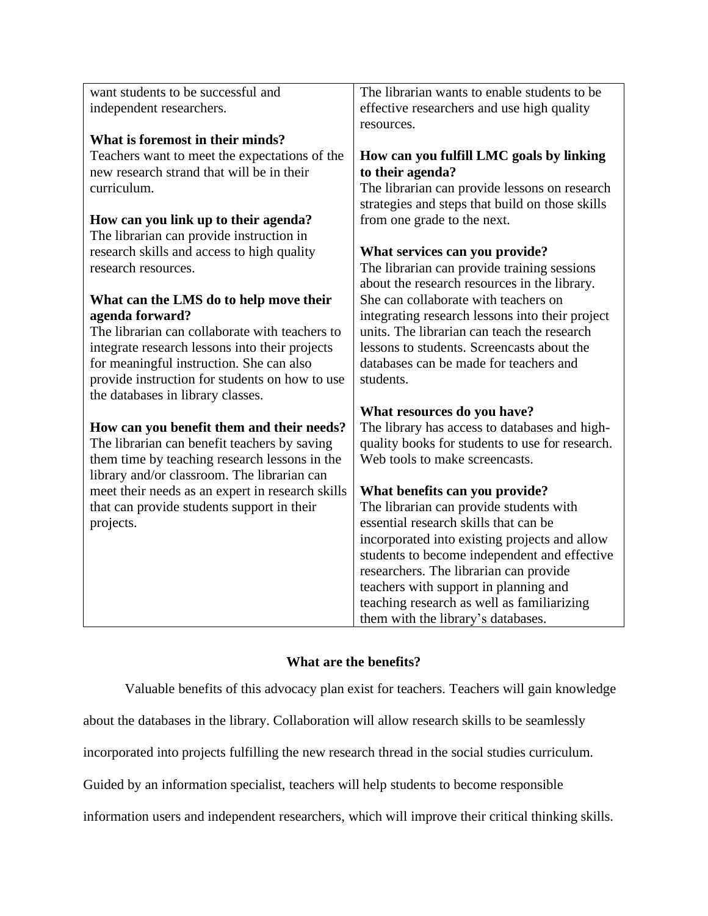| | |
|---|---|
| want students to be successful and independent researchers.<br><br>**What is foremost in their minds?**<br>Teachers want to meet the expectations of the new research strand that will be in their curriculum.<br><br>**How can you link up to their agenda?**<br>The librarian can provide instruction in research skills and access to high quality research resources.<br><br>**What can the LMS do to help move their agenda forward?**<br>The librarian can collaborate with teachers to integrate research lessons into their projects for meaningful instruction. She can also provide instruction for students on how to use the databases in library classes.<br><br>**How can you benefit them and their needs?**<br>The librarian can benefit teachers by saving them time by teaching research lessons in the library and/or classroom. The librarian can meet their needs as an expert in research skills that can provide students support in their projects. | The librarian wants to enable students to be effective researchers and use high quality resources.<br><br>**How can you fulfill LMC goals by linking to their agenda?**<br>The librarian can provide lessons on research strategies and steps that build on those skills from one grade to the next.<br><br>**What services can you provide?**<br>The librarian can provide training sessions about the research resources in the library. She can collaborate with teachers on integrating research lessons into their project units. The librarian can teach the research lessons to students. Screencasts about the databases can be made for teachers and students.<br><br>**What resources do you have?**<br>The library has access to databases and high-quality books for students to use for research. Web tools to make screencasts.<br><br>**What benefits can you provide?**<br>The librarian can provide students with essential research skills that can be incorporated into existing projects and allow students to become independent and effective researchers. The librarian can provide teachers with support in planning and teaching research as well as familiarizing them with the library's databases. |

## What are the benefits?

Valuable benefits of this advocacy plan exist for teachers. Teachers will gain knowledge about the databases in the library. Collaboration will allow research skills to be seamlessly incorporated into projects fulfilling the new research thread in the social studies curriculum. Guided by an information specialist, teachers will help students to become responsible information users and independent researchers, which will improve their critical thinking skills.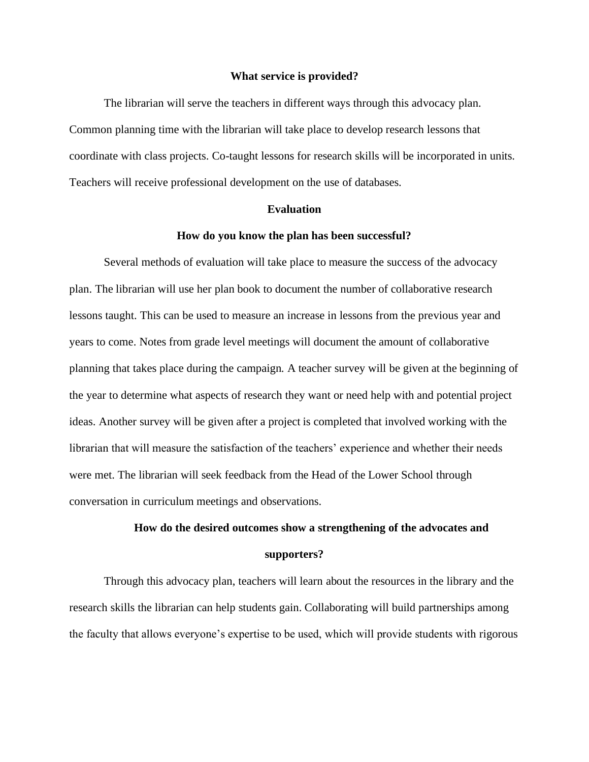### What service is provided?

The librarian will serve the teachers in different ways through this advocacy plan. Common planning time with the librarian will take place to develop research lessons that coordinate with class projects. Co-taught lessons for research skills will be incorporated in units. Teachers will receive professional development on the use of databases.

## Evaluation

### How do you know the plan has been successful?

Several methods of evaluation will take place to measure the success of the advocacy plan. The librarian will use her plan book to document the number of collaborative research lessons taught. This can be used to measure an increase in lessons from the previous year and years to come. Notes from grade level meetings will document the amount of collaborative planning that takes place during the campaign. A teacher survey will be given at the beginning of the year to determine what aspects of research they want or need help with and potential project ideas. Another survey will be given after a project is completed that involved working with the librarian that will measure the satisfaction of the teachers' experience and whether their needs were met. The librarian will seek feedback from the Head of the Lower School through conversation in curriculum meetings and observations.

### How do the desired outcomes show a strengthening of the advocates and supporters?

Through this advocacy plan, teachers will learn about the resources in the library and the research skills the librarian can help students gain. Collaborating will build partnerships among the faculty that allows everyone's expertise to be used, which will provide students with rigorous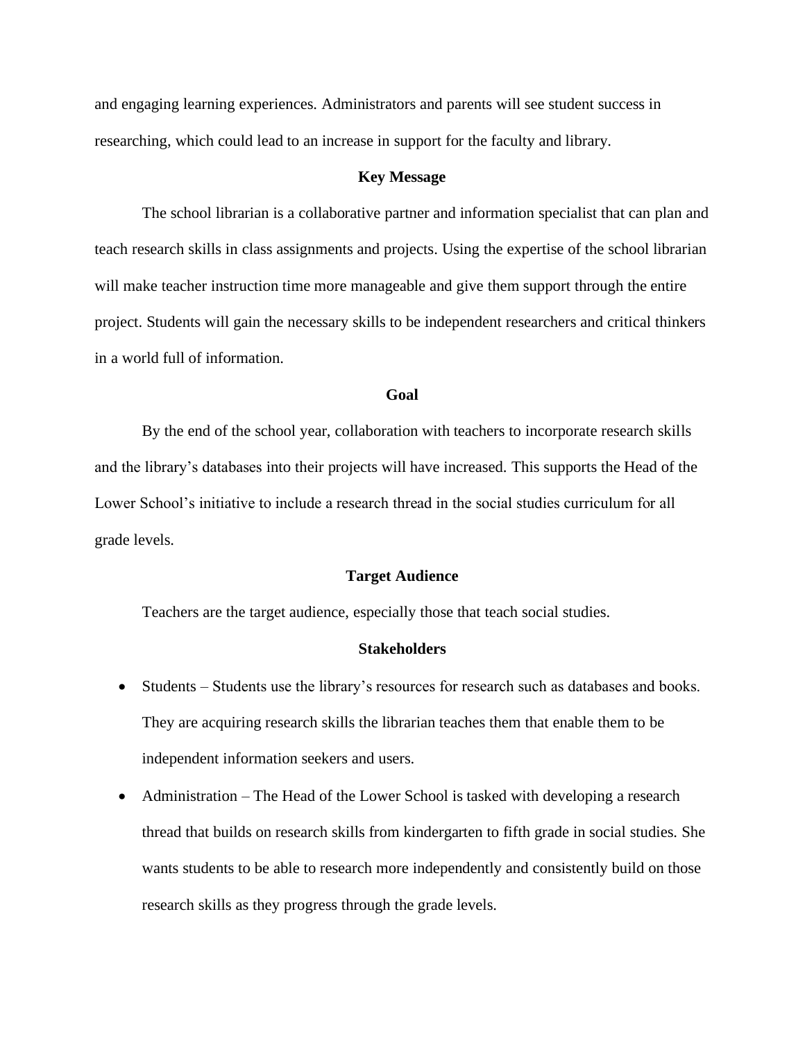and engaging learning experiences. Administrators and parents will see student success in researching, which could lead to an increase in support for the faculty and library.

## Key Message

The school librarian is a collaborative partner and information specialist that can plan and teach research skills in class assignments and projects. Using the expertise of the school librarian will make teacher instruction time more manageable and give them support through the entire project. Students will gain the necessary skills to be independent researchers and critical thinkers in a world full of information.

## Goal

By the end of the school year, collaboration with teachers to incorporate research skills and the library's databases into their projects will have increased. This supports the Head of the Lower School's initiative to include a research thread in the social studies curriculum for all grade levels.

## Target Audience

Teachers are the target audience, especially those that teach social studies.

## Stakeholders

- Students – Students use the library's resources for research such as databases and books. They are acquiring research skills the librarian teaches them that enable them to be independent information seekers and users.
- Administration – The Head of the Lower School is tasked with developing a research thread that builds on research skills from kindergarten to fifth grade in social studies. She wants students to be able to research more independently and consistently build on those research skills as they progress through the grade levels.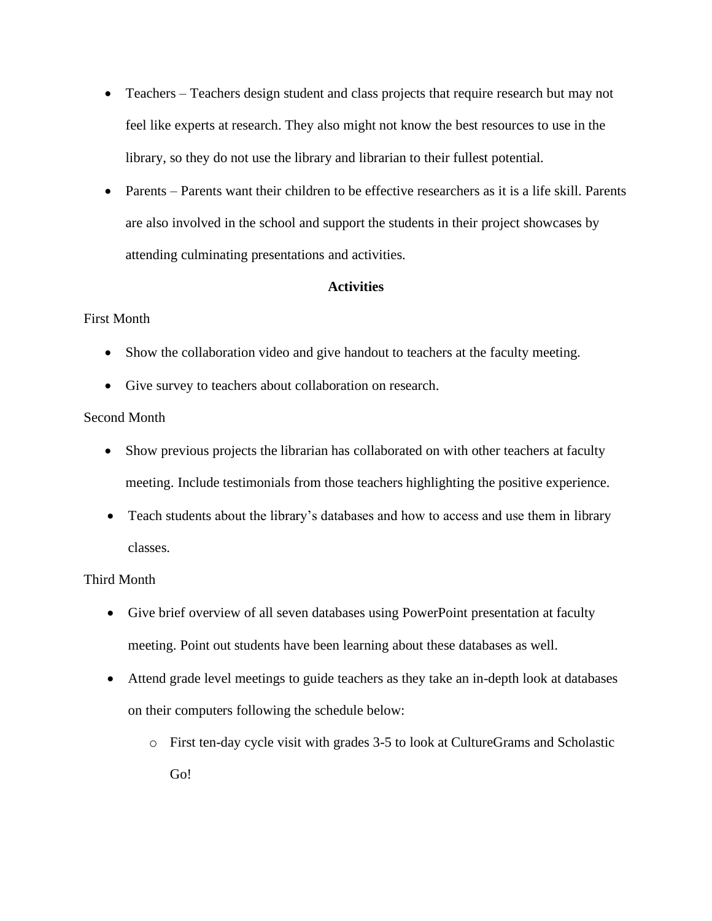- Teachers – Teachers design student and class projects that require research but may not feel like experts at research. They also might not know the best resources to use in the library, so they do not use the library and librarian to their fullest potential.
- Parents – Parents want their children to be effective researchers as it is a life skill. Parents are also involved in the school and support the students in their project showcases by attending culminating presentations and activities.

## Activities

First Month

- Show the collaboration video and give handout to teachers at the faculty meeting.
- Give survey to teachers about collaboration on research.

Second Month

- Show previous projects the librarian has collaborated on with other teachers at faculty meeting. Include testimonials from those teachers highlighting the positive experience.
- Teach students about the library's databases and how to access and use them in library classes.

Third Month

- Give brief overview of all seven databases using PowerPoint presentation at faculty meeting. Point out students have been learning about these databases as well.
- Attend grade level meetings to guide teachers as they take an in-depth look at databases on their computers following the schedule below:
  - First ten-day cycle visit with grades 3-5 to look at CultureGrams and Scholastic Go!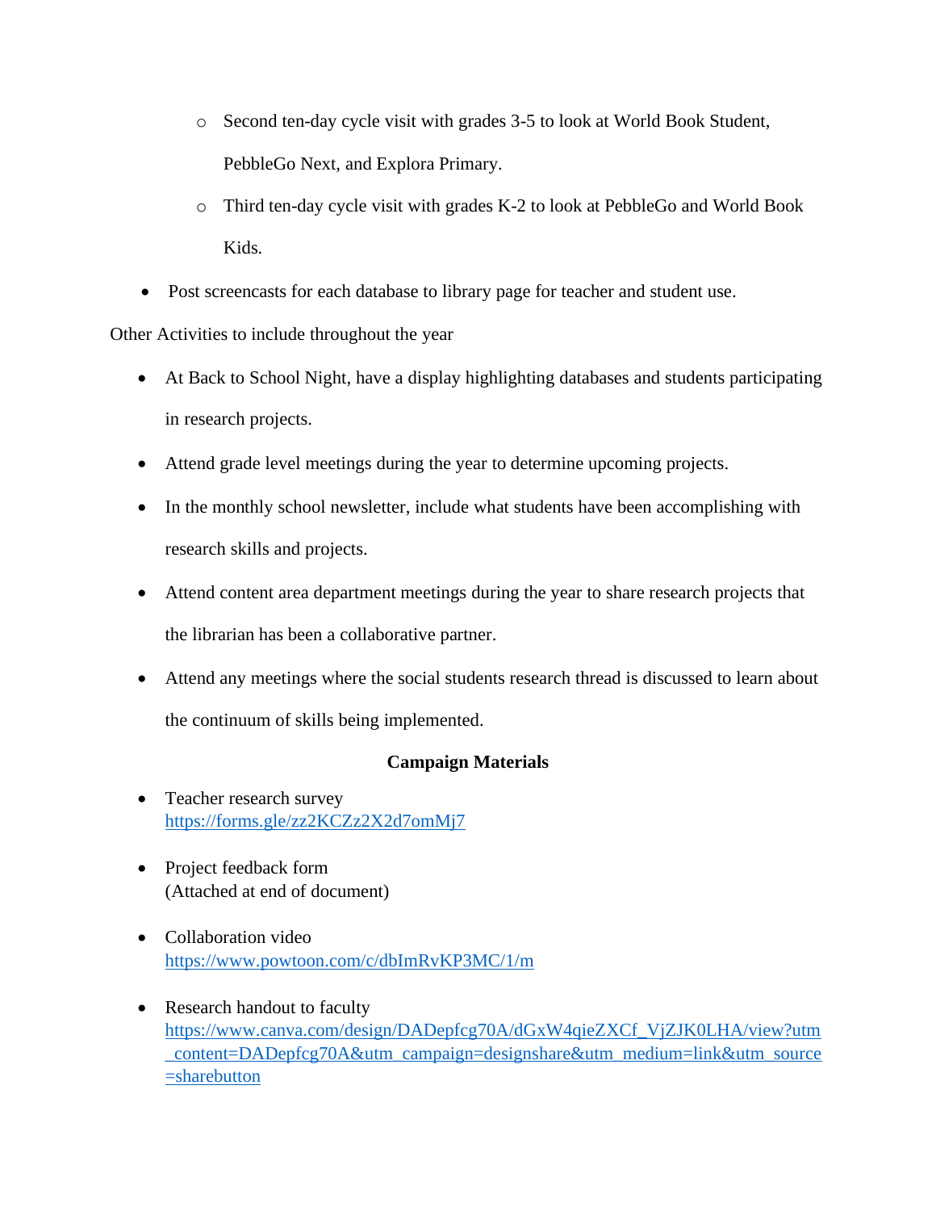- Second ten-day cycle visit with grades 3-5 to look at World Book Student, PebbleGo Next, and Explora Primary.
    - Third ten-day cycle visit with grades K-2 to look at PebbleGo and World Book Kids.
- Post screencasts for each database to library page for teacher and student use.

Other Activities to include throughout the year

- At Back to School Night, have a display highlighting databases and students participating in research projects.
- Attend grade level meetings during the year to determine upcoming projects.
- In the monthly school newsletter, include what students have been accomplishing with research skills and projects.
- Attend content area department meetings during the year to share research projects that the librarian has been a collaborative partner.
- Attend any meetings where the social students research thread is discussed to learn about the continuum of skills being implemented.

**Campaign Materials**

- Teacher research survey
  https://forms.gle/zz2KCZz2X2d7omMj7
- Project feedback form
  (Attached at end of document)
- Collaboration video
  https://www.powtoon.com/c/dbImRvKP3MC/1/m
- Research handout to faculty
  https://www.canva.com/design/DADepfcg70A/dGxW4qieZXCf_VjZJK0LHA/view?utm_content=DADepfcg70A&utm_campaign=designshare&utm_medium=link&utm_source=sharebutton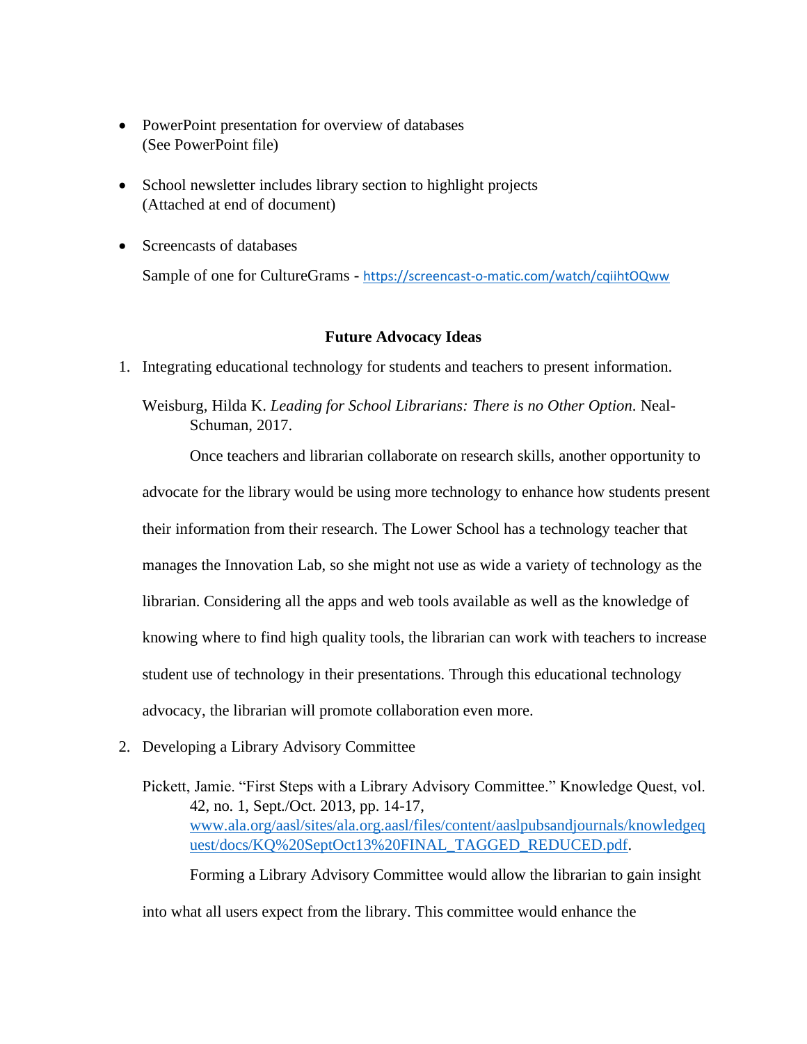- PowerPoint presentation for overview of databases
  (See PowerPoint file)

- School newsletter includes library section to highlight projects
  (Attached at end of document)

- Screencasts of databases

  Sample of one for CultureGrams - https://screencast-o-matic.com/watch/cqiihtOQww

### Future Advocacy Ideas

1. Integrating educational technology for students and teachers to present information.

   Weisburg, Hilda K. *Leading for School Librarians: There is no Other Option*. Neal-Schuman, 2017.

   Once teachers and librarian collaborate on research skills, another opportunity to advocate for the library would be using more technology to enhance how students present their information from their research. The Lower School has a technology teacher that manages the Innovation Lab, so she might not use as wide a variety of technology as the librarian. Considering all the apps and web tools available as well as the knowledge of knowing where to find high quality tools, the librarian can work with teachers to increase student use of technology in their presentations. Through this educational technology advocacy, the librarian will promote collaboration even more.

2. Developing a Library Advisory Committee

   Pickett, Jamie. "First Steps with a Library Advisory Committee." Knowledge Quest, vol. 42, no. 1, Sept./Oct. 2013, pp. 14-17, www.ala.org/aasl/sites/ala.org.aasl/files/content/aaslpubsandjournals/knowledgequest/docs/KQ%20SeptOct13%20FINAL_TAGGED_REDUCED.pdf.

   Forming a Library Advisory Committee would allow the librarian to gain insight into what all users expect from the library. This committee would enhance the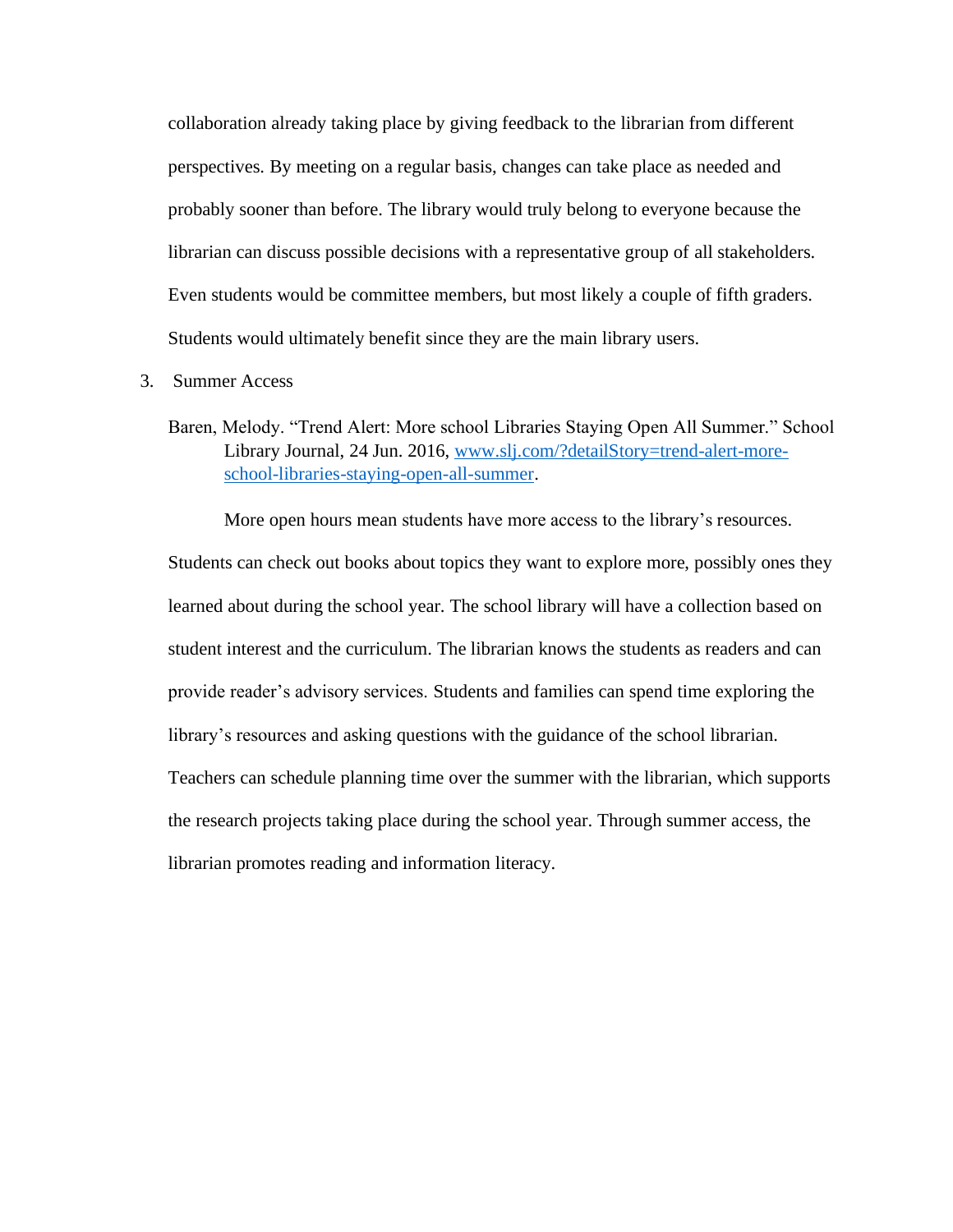collaboration already taking place by giving feedback to the librarian from different perspectives. By meeting on a regular basis, changes can take place as needed and probably sooner than before. The library would truly belong to everyone because the librarian can discuss possible decisions with a representative group of all stakeholders. Even students would be committee members, but most likely a couple of fifth graders. Students would ultimately benefit since they are the main library users.

3. Summer Access

   Baren, Melody. "Trend Alert: More school Libraries Staying Open All Summer." School Library Journal, 24 Jun. 2016, [www.slj.com/?detailStory=trend-alert-more-school-libraries-staying-open-all-summer](www.slj.com/?detailStory=trend-alert-more-school-libraries-staying-open-all-summer).

   More open hours mean students have more access to the library's resources. Students can check out books about topics they want to explore more, possibly ones they learned about during the school year. The school library will have a collection based on student interest and the curriculum. The librarian knows the students as readers and can provide reader's advisory services. Students and families can spend time exploring the library's resources and asking questions with the guidance of the school librarian. Teachers can schedule planning time over the summer with the librarian, which supports the research projects taking place during the school year. Through summer access, the librarian promotes reading and information literacy.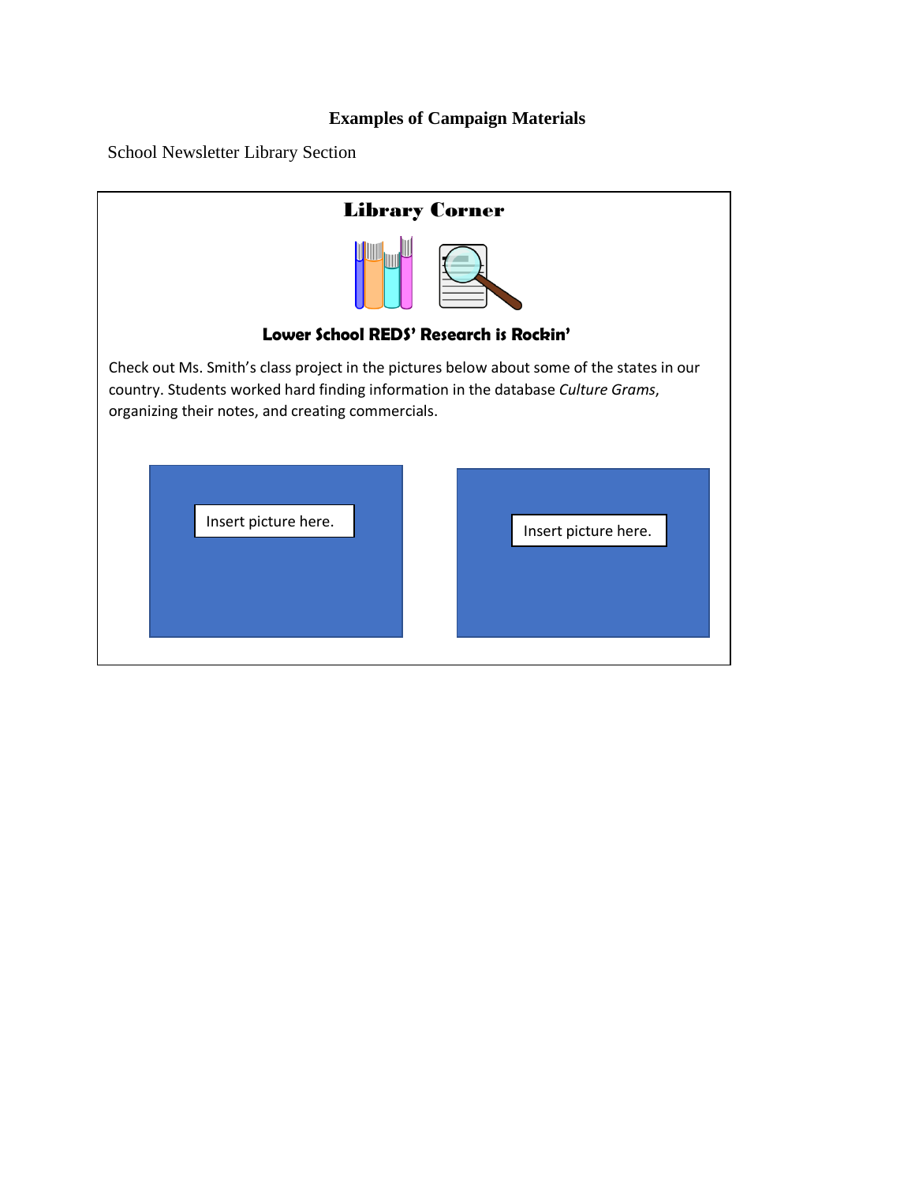**Examples of Campaign Materials**

School Newsletter Library Section

## Library Corner

**Lower School REDS' Research is Rockin'**

Check out Ms. Smith's class project in the pictures below about some of the states in our country. Students worked hard finding information in the database *Culture Grams*, organizing their notes, and creating commercials.

Insert picture here.

Insert picture here.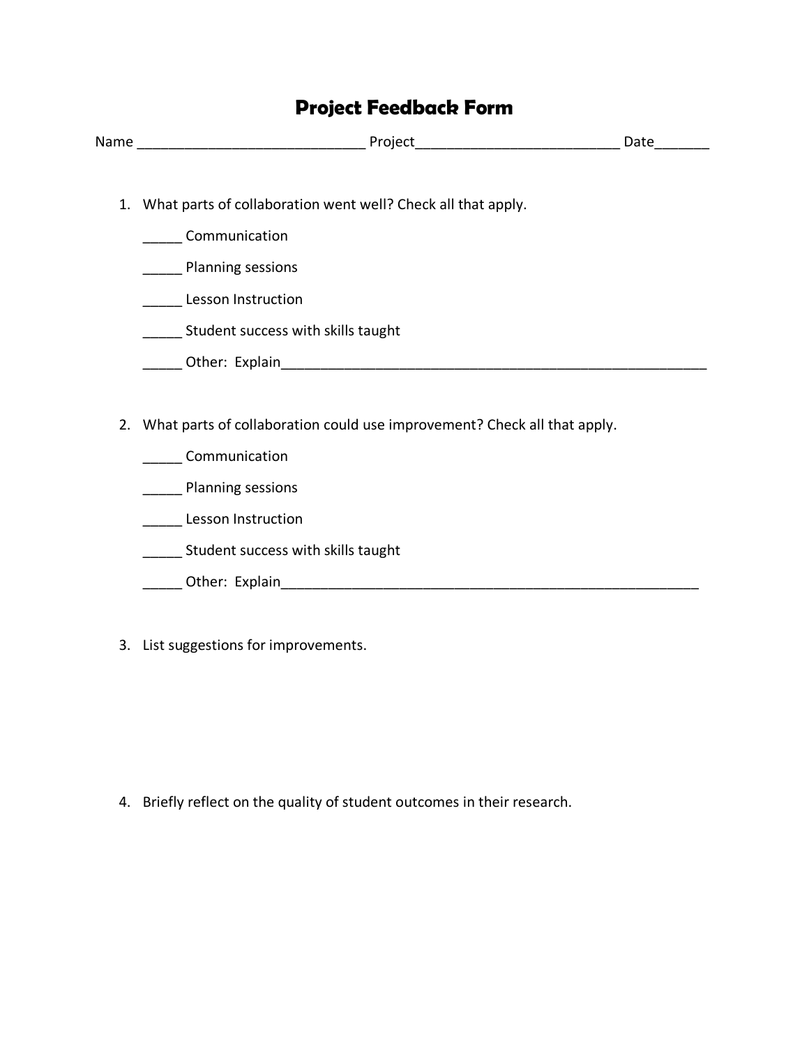# Project Feedback Form

Name _____________________________ Project_________________________ Date_______

1. What parts of collaboration went well? Check all that apply.

   _____ Communication

   _____ Planning sessions

   _____ Lesson Instruction

   _____ Student success with skills taught

   _____ Other: Explain_______________________________________________________

2. What parts of collaboration could use improvement? Check all that apply.

   _____ Communication

   _____ Planning sessions

   _____ Lesson Instruction

   _____ Student success with skills taught

   _____ Other: Explain______________________________________________________

3. List suggestions for improvements.

4. Briefly reflect on the quality of student outcomes in their research.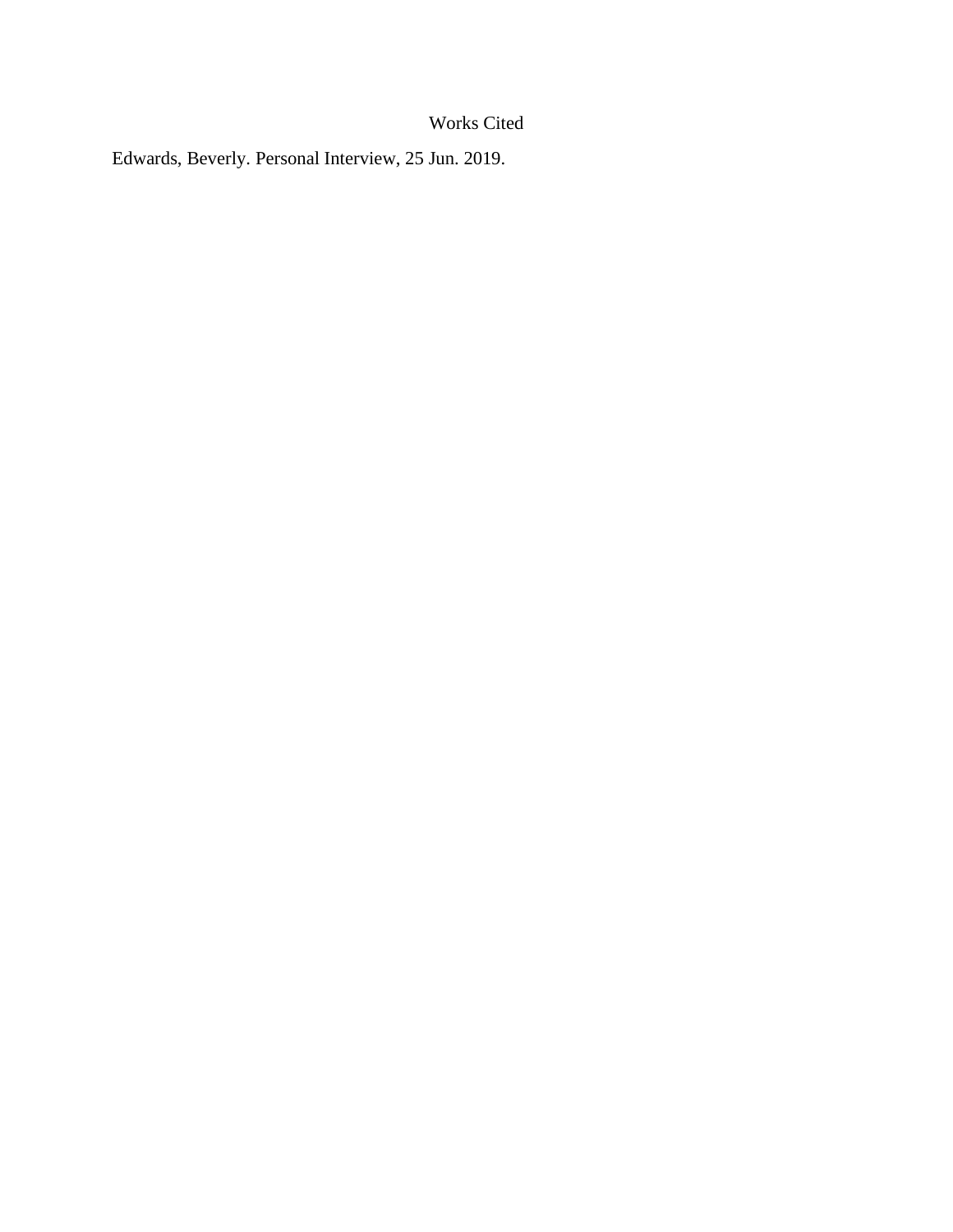# Works Cited

Edwards, Beverly. Personal Interview, 25 Jun. 2019.